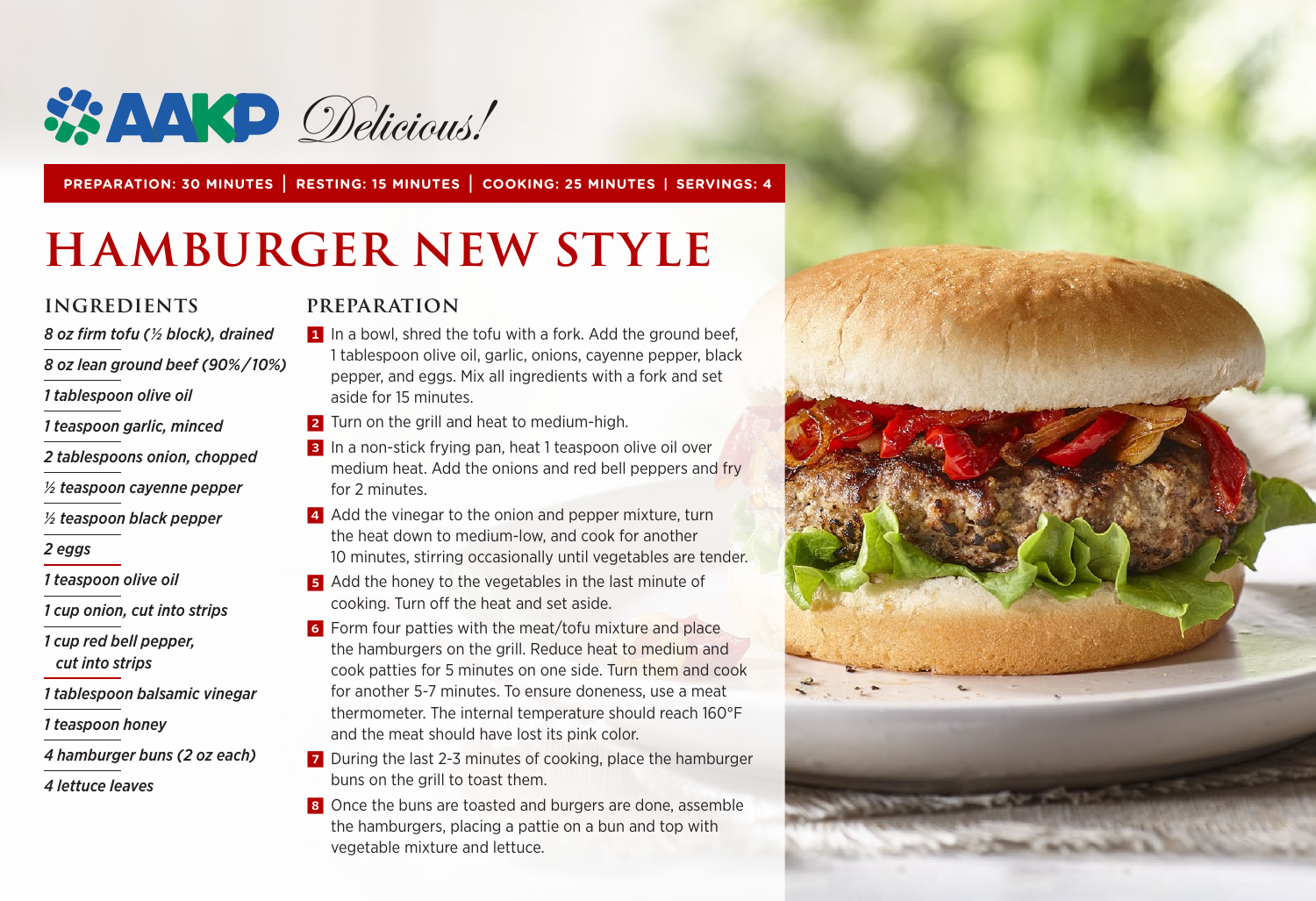AAKP *Delicious!*

**PREPARATION: 30 MINUTES | RESTING: 15 MINUTES | COOKING: 25 MINUTES | SERVINGS: 4**

# HAMBURGER NEW STYLE

## INGREDIENTS

*8 oz firm tofu (½ block), drained*

*8 oz lean ground beef (90%/10%)*

*1 tablespoon olive oil*

*1 teaspoon garlic, minced*

*2 tablespoons onion, chopped*

*½ teaspoon cayenne pepper*

*½ teaspoon black pepper*

*2 eggs*

*1 teaspoon olive oil*

*1 cup onion, cut into strips*

*1 cup red bell pepper, cut into strips*

*1 tablespoon balsamic vinegar*

*1 teaspoon honey*

*4 hamburger buns (2 oz each)*

*4 lettuce leaves*

## PREPARATION

1. In a bowl, shred the tofu with a fork. Add the ground beef, 1 tablespoon olive oil, garlic, onions, cayenne pepper, black pepper, and eggs. Mix all ingredients with a fork and set aside for 15 minutes.
2. Turn on the grill and heat to medium-high.
3. In a non-stick frying pan, heat 1 teaspoon olive oil over medium heat. Add the onions and red bell peppers and fry for 2 minutes.
4. Add the vinegar to the onion and pepper mixture, turn the heat down to medium-low, and cook for another 10 minutes, stirring occasionally until vegetables are tender.
5. Add the honey to the vegetables in the last minute of cooking. Turn off the heat and set aside.
6. Form four patties with the meat/tofu mixture and place the hamburgers on the grill. Reduce heat to medium and cook patties for 5 minutes on one side. Turn them and cook for another 5-7 minutes. To ensure doneness, use a meat thermometer. The internal temperature should reach 160°F and the meat should have lost its pink color.
7. During the last 2-3 minutes of cooking, place the hamburger buns on the grill to toast them.
8. Once the buns are toasted and burgers are done, assemble the hamburgers, placing a pattie on a bun and top with vegetable mixture and lettuce.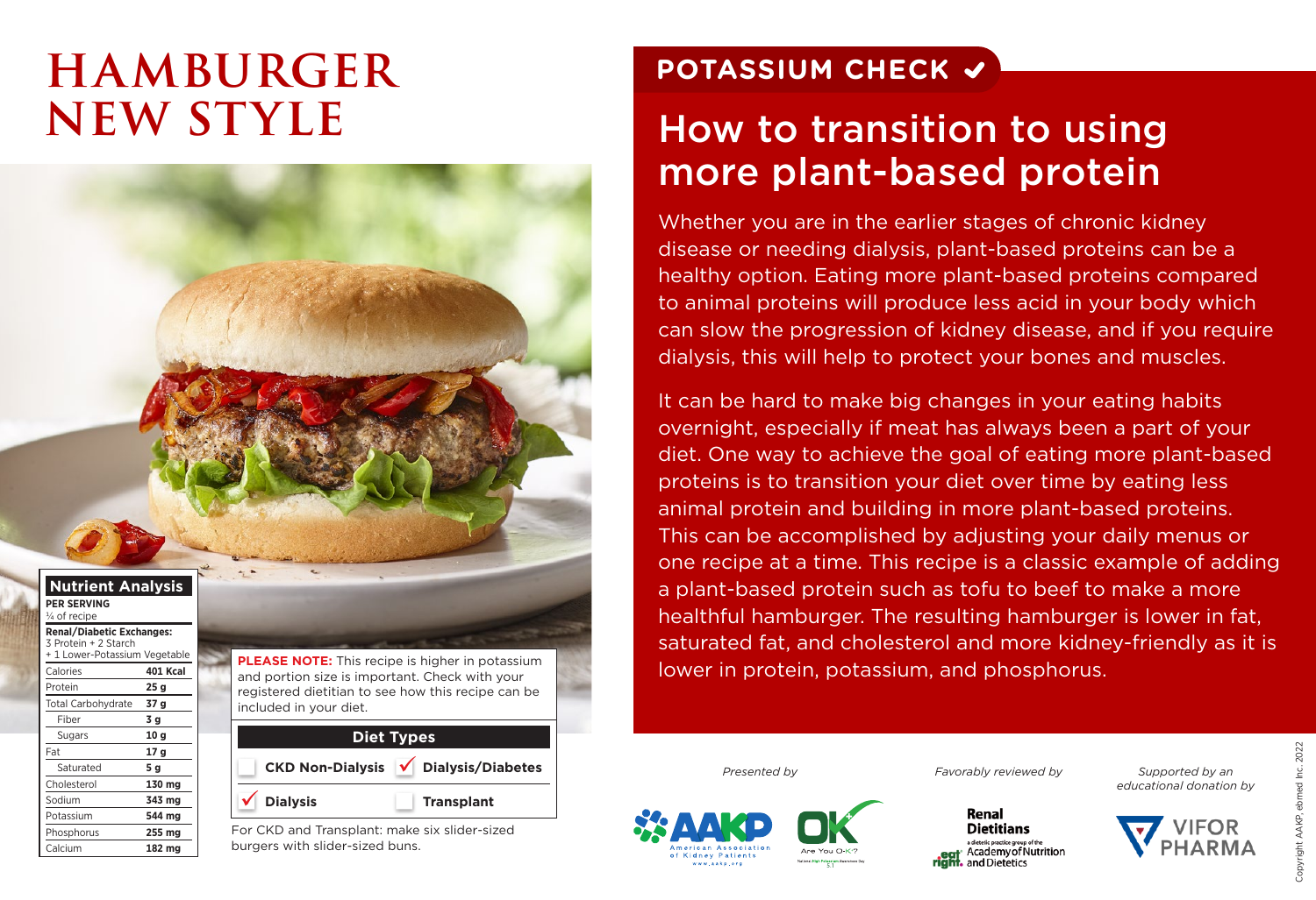# HAMBURGER NEW STYLE

| Nutrient Analysis | |
|---|---|
| **PER SERVING** ¼ of recipe | |
| **Renal/Diabetic Exchanges:** 3 Protein + 2 Starch + 1 Lower-Potassium Vegetable | |
| Calories | **401 Kcal** |
| Protein | **25 g** |
| Total Carbohydrate | **37 g** |
| Fiber | **3 g** |
| Sugars | **10 g** |
| Fat | **17 g** |
| Saturated | **5 g** |
| Cholesterol | **130 mg** |
| Sodium | **343 mg** |
| Potassium | **544 mg** |
| Phosphorus | **255 mg** |
| Calcium | **182 mg** |

**PLEASE NOTE:** This recipe is higher in potassium and portion size is important. Check with your registered dietitian to see how this recipe can be included in your diet.

| Diet Types | |
|---|---|
| ☐ CKD Non-Dialysis | ✓ Dialysis/Diabetes |
| ✓ Dialysis | ☐ Transplant |

For CKD and Transplant: make six slider-sized burgers with slider-sized buns.

## POTASSIUM CHECK ✔

## How to transition to using more plant-based protein

Whether you are in the earlier stages of chronic kidney disease or needing dialysis, plant-based proteins can be a healthy option. Eating more plant-based proteins compared to animal proteins will produce less acid in your body which can slow the progression of kidney disease, and if you require dialysis, this will help to protect your bones and muscles.

It can be hard to make big changes in your eating habits overnight, especially if meat has always been a part of your diet. One way to achieve the goal of eating more plant-based proteins is to transition your diet over time by eating less animal protein and building in more plant-based proteins. This can be accomplished by adjusting your daily menus or one recipe at a time. This recipe is a classic example of adding a plant-based protein such as tofu to beef to make a more healthful hamburger. The resulting hamburger is lower in fat, saturated fat, and cholesterol and more kidney-friendly as it is lower in protein, potassium, and phosphorus.

*Presented by*

AAKP American Association of Kidney Patients www.aakp.org

OK Are You O-K+?

*Favorably reviewed by*

Renal Dietitians a dietetic practice group of the eat right. Academy of Nutrition and Dietetics

*Supported by an educational donation by*

VIFOR PHARMA

Copyright AAKP, ebmed Inc. 2022